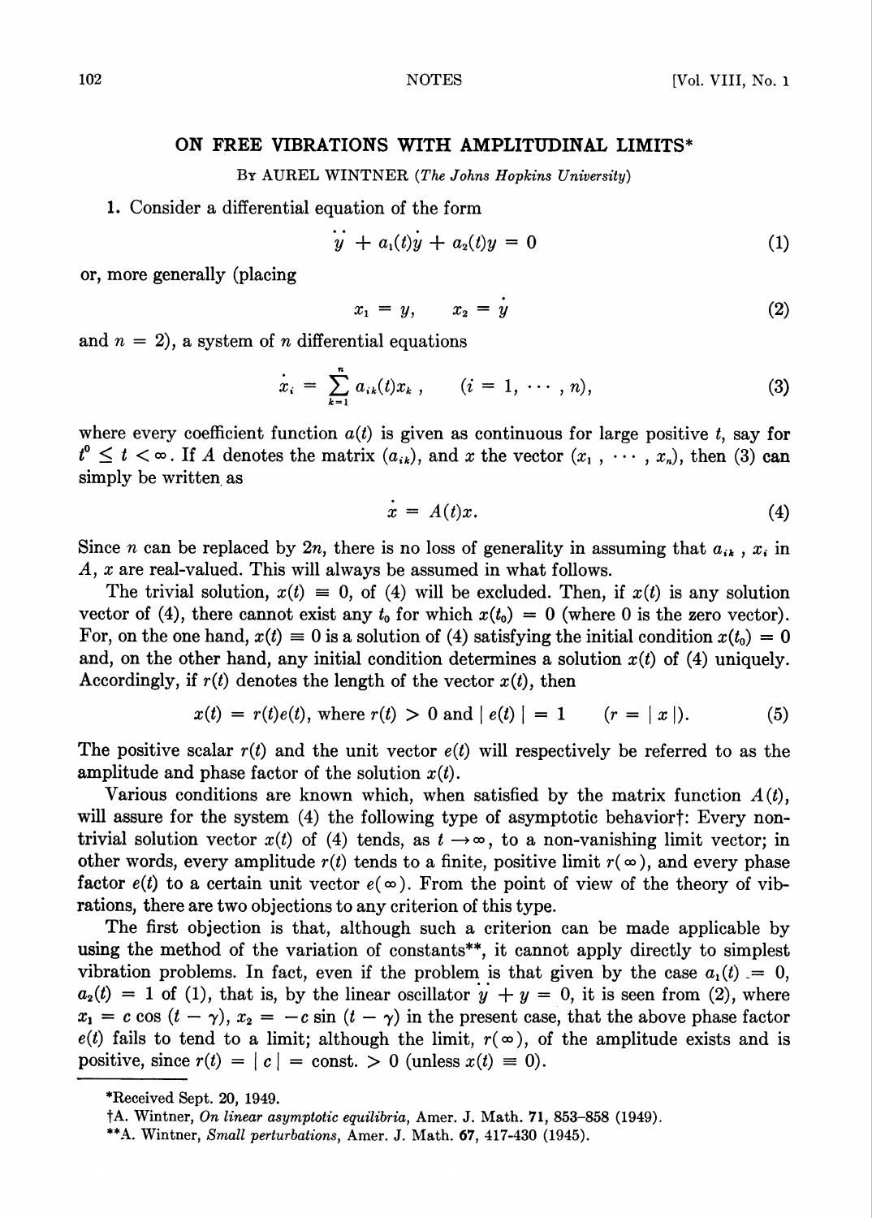# ON FREE VIBRATIONS WITH AMPLITUDINAL LIMITS*

By AUREL WINTNER (*The Johns Hopkins University*)

**1.** Consider a differential equation of the form

$$\ddot{y} + a_1(t)\dot{y} + a_2(t)y = 0 \tag{1}$$

or, more generally (placing

$$x_1 = y, \qquad x_2 = \dot{y} \tag{2}$$

and $n = 2$), a system of $n$ differential equations

$$\dot{x}_i = \sum_{k=1}^{n} a_{ik}(t)x_k, \qquad (i = 1, \cdots, n), \tag{3}$$

where every coefficient function $a(t)$ is given as continuous for large positive $t$, say for $t^0 \leq t < \infty$. If $A$ denotes the matrix $(a_{ik})$, and $x$ the vector $(x_1, \cdots, x_n)$, then (3) can simply be written as

$$\dot{x} = A(t)x. \tag{4}$$

Since $n$ can be replaced by $2n$, there is no loss of generality in assuming that $a_{ik}$, $x_i$ in $A$, $x$ are real-valued. This will always be assumed in what follows.

The trivial solution, $x(t) \equiv 0$, of (4) will be excluded. Then, if $x(t)$ is any solution vector of (4), there cannot exist any $t_0$ for which $x(t_0) = 0$ (where 0 is the zero vector). For, on the one hand, $x(t) \equiv 0$ is a solution of (4) satisfying the initial condition $x(t_0) = 0$ and, on the other hand, any initial condition determines a solution $x(t)$ of (4) uniquely. Accordingly, if $r(t)$ denotes the length of the vector $x(t)$, then

$$x(t) = r(t)e(t), \text{ where } r(t) > 0 \text{ and } |e(t)| = 1 \qquad (r = |x|). \tag{5}$$

The positive scalar $r(t)$ and the unit vector $e(t)$ will respectively be referred to as the amplitude and phase factor of the solution $x(t)$.

Various conditions are known which, when satisfied by the matrix function $A(t)$, will assure for the system (4) the following type of asymptotic behavior†: Every non-trivial solution vector $x(t)$ of (4) tends, as $t \to \infty$, to a non-vanishing limit vector; in other words, every amplitude $r(t)$ tends to a finite, positive limit $r(\infty)$, and every phase factor $e(t)$ to a certain unit vector $e(\infty)$. From the point of view of the theory of vibrations, there are two objections to any criterion of this type.

The first objection is that, although such a criterion can be made applicable by using the method of the variation of constants**, it cannot apply directly to simplest vibration problems. In fact, even if the problem is that given by the case $a_1(t) = 0$, $a_2(t) = 1$ of (1), that is, by the linear oscillator $\ddot{y} + y = 0$, it is seen from (2), where $x_1 = c \cos (t - \gamma)$, $x_2 = -c \sin (t - \gamma)$ in the present case, that the above phase factor $e(t)$ fails to tend to a limit; although the limit, $r(\infty)$, of the amplitude exists and is positive, since $r(t) = |c| = \text{const.} > 0$ (unless $x(t) \equiv 0$).

---

*Received Sept. 20, 1949.

†A. Wintner, *On linear asymptotic equilibria*, Amer. J. Math. **71**, 853–858 (1949).

**A. Wintner, *Small perturbations*, Amer. J. Math. **67**, 417-430 (1945).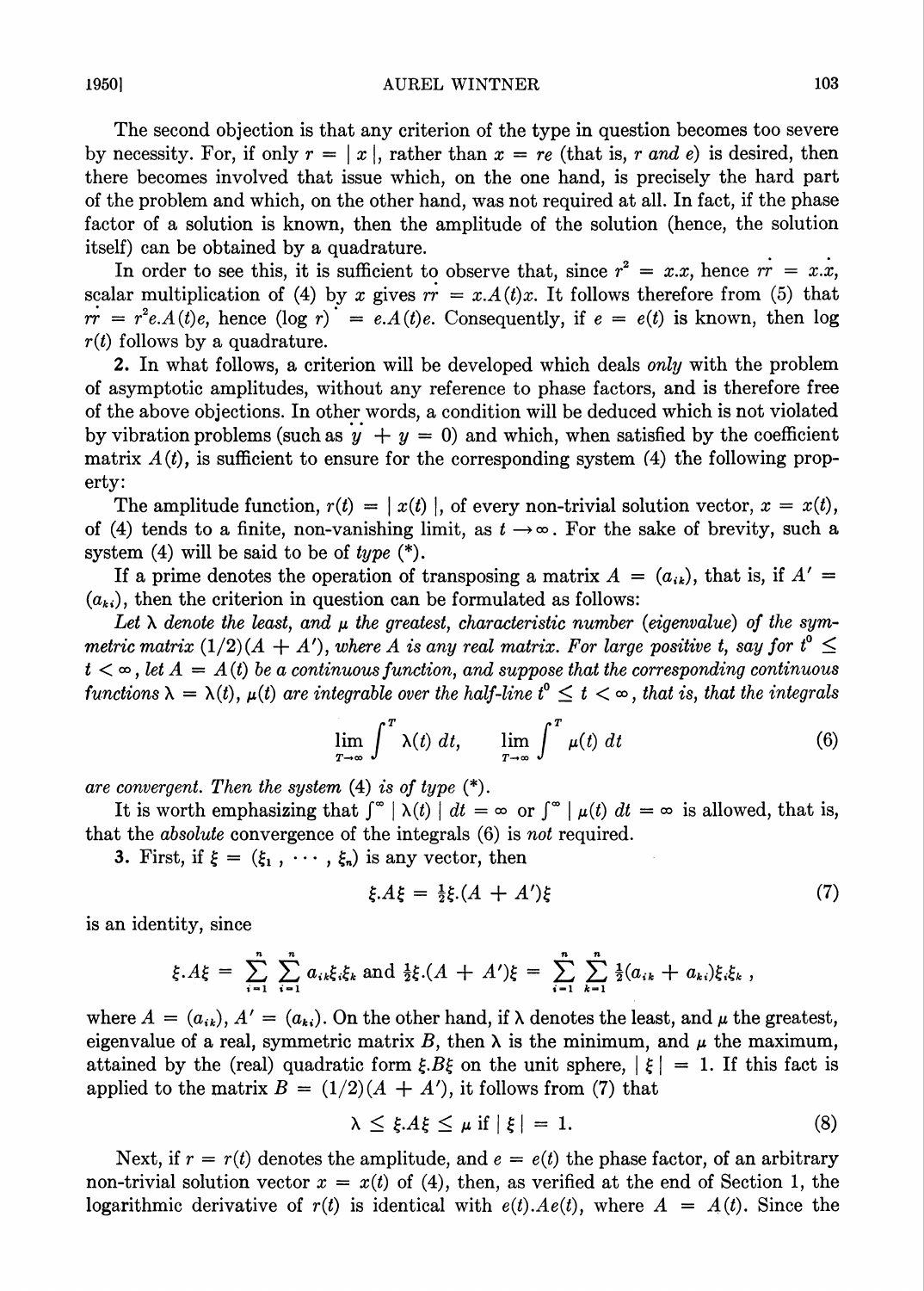The second objection is that any criterion of the type in question becomes too severe by necessity. For, if only $r = |x|$, rather than $x = re$ (that is, $r$ *and* $e$) is desired, then there becomes involved that issue which, on the one hand, is precisely the hard part of the problem and which, on the other hand, was not required at all. In fact, if the phase factor of a solution is known, then the amplitude of the solution (hence, the solution itself) can be obtained by a quadrature.

In order to see this, it is sufficient to observe that, since $r^2 = x.x$, hence $r\dot{r} = x.\dot{x}$, scalar multiplication of (4) by $x$ gives $r\dot{r} = x.A(t)x$. It follows therefore from (5) that $r\dot{r} = r^2 e.A(t)e$, hence $(\log r)^{\dot{}} = e.A(t)e$. Consequently, if $e = e(t)$ is known, then $\log r(t)$ follows by a quadrature.

**2.** In what follows, a criterion will be developed which deals *only* with the problem of asymptotic amplitudes, without any reference to phase factors, and is therefore free of the above objections. In other words, a condition will be deduced which is not violated by vibration problems (such as $\ddot{y} + y = 0$) and which, when satisfied by the coefficient matrix $A(t)$, is sufficient to ensure for the corresponding system (4) the following property:

The amplitude function, $r(t) = |x(t)|$, of every non-trivial solution vector, $x = x(t)$, of (4) tends to a finite, non-vanishing limit, as $t \to \infty$. For the sake of brevity, such a system (4) will be said to be of *type* (\*).

If a prime denotes the operation of transposing a matrix $A = (a_{ik})$, that is, if $A' = (a_{ki})$, then the criterion in question can be formulated as follows:

*Let $\lambda$ denote the least, and $\mu$ the greatest, characteristic number (eigenvalue) of the symmetric matrix $(1/2)(A + A')$, where $A$ is any real matrix. For large positive $t$, say for $t^0 \leq t < \infty$, let $A = A(t)$ be a continuous function, and suppose that the corresponding continuous functions $\lambda = \lambda(t)$, $\mu(t)$ are integrable over the half-line $t^0 \leq t < \infty$, that is, that the integrals*

$$\lim_{T \to \infty} \int^T \lambda(t)\, dt, \qquad \lim_{T \to \infty} \int^T \mu(t)\, dt \tag{6}$$

*are convergent. Then the system* (4) *is of type* (\*).

It is worth emphasizing that $\int^\infty |\lambda(t)|\, dt = \infty$ or $\int^\infty |\mu(t)|\, dt = \infty$ is allowed, that is, that the *absolute* convergence of the integrals (6) is *not* required.

**3.** First, if $\xi = (\xi_1, \cdots, \xi_n)$ is any vector, then

$$\xi.A\xi = \tfrac{1}{2}\xi.(A + A')\xi \tag{7}$$

is an identity, since

$$\xi.A\xi = \sum_{i=1}^{n} \sum_{i=1}^{n} a_{ik}\xi_i\xi_k \text{ and } \tfrac{1}{2}\xi.(A + A')\xi = \sum_{i=1}^{n} \sum_{k=1}^{n} \tfrac{1}{2}(a_{ik} + a_{ki})\xi_i\xi_k\,,$$

where $A = (a_{ik})$, $A' = (a_{ki})$. On the other hand, if $\lambda$ denotes the least, and $\mu$ the greatest, eigenvalue of a real, symmetric matrix $B$, then $\lambda$ is the minimum, and $\mu$ the maximum, attained by the (real) quadratic form $\xi.B\xi$ on the unit sphere, $|\xi| = 1$. If this fact is applied to the matrix $B = (1/2)(A + A')$, it follows from (7) that

$$\lambda \leq \xi.A\xi \leq \mu \text{ if } |\xi| = 1. \tag{8}$$

Next, if $r = r(t)$ denotes the amplitude, and $e = e(t)$ the phase factor, of an arbitrary non-trivial solution vector $x = x(t)$ of (4), then, as verified at the end of Section 1, the logarithmic derivative of $r(t)$ is identical with $e(t).Ae(t)$, where $A = A(t)$. Since the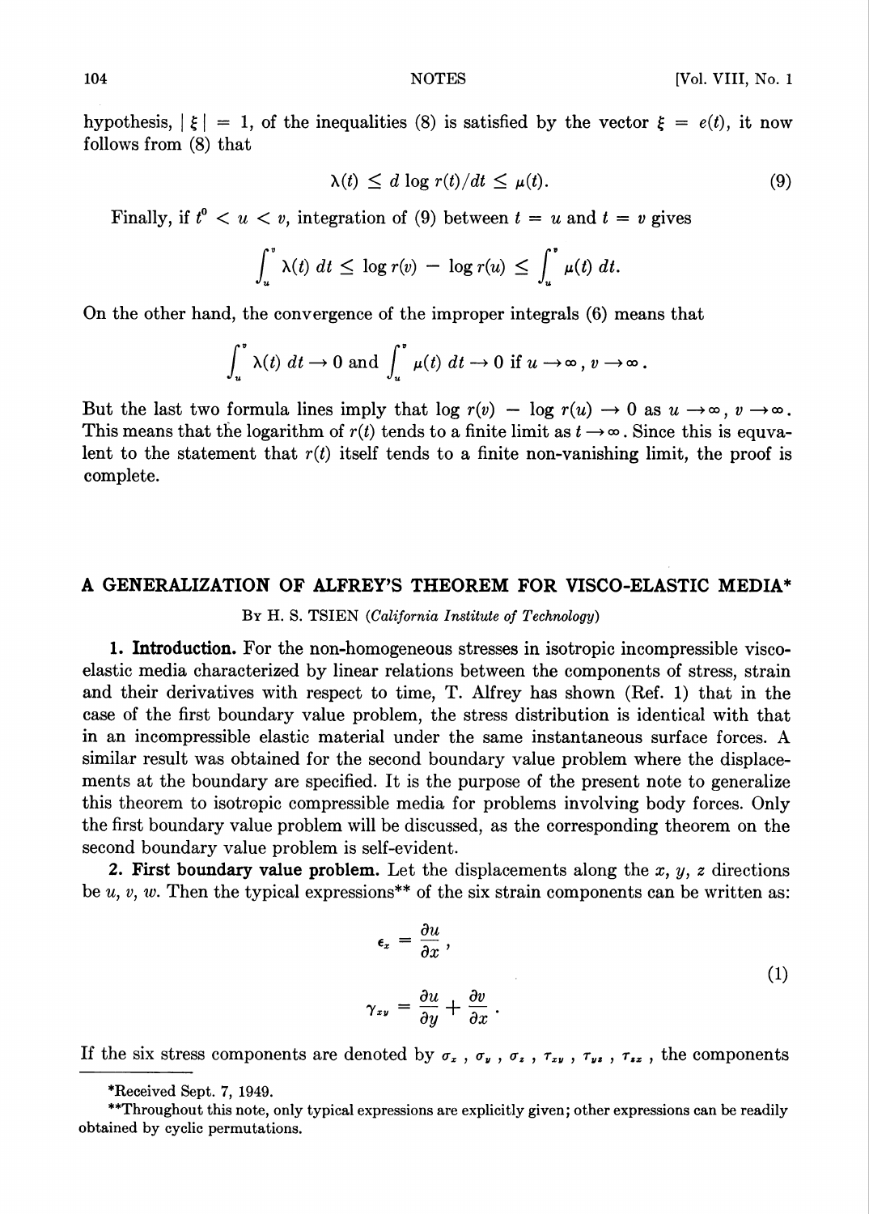hypothesis, $|\xi| = 1$, of the inequalities (8) is satisfied by the vector $\xi = e(t)$, it now follows from (8) that

$$\lambda(t) \leq d \log r(t)/dt \leq \mu(t). \tag{9}$$

Finally, if $t^0 < u < v$, integration of (9) between $t = u$ and $t = v$ gives

$$\int_u^v \lambda(t)\, dt \leq \log r(v) - \log r(u) \leq \int_u^v \mu(t)\, dt.$$

On the other hand, the convergence of the improper integrals (6) means that

$$\int_u^v \lambda(t)\, dt \to 0 \text{ and } \int_u^v \mu(t)\, dt \to 0 \text{ if } u \to \infty,\ v \to \infty.$$

But the last two formula lines imply that $\log r(v) - \log r(u) \to 0$ as $u \to \infty$, $v \to \infty$. This means that the logarithm of $r(t)$ tends to a finite limit as $t \to \infty$. Since this is equvalent to the statement that $r(t)$ itself tends to a finite non-vanishing limit, the proof is complete.

## A GENERALIZATION OF ALFREY'S THEOREM FOR VISCO-ELASTIC MEDIA*

By H. S. TSIEN (*California Institute of Technology*)

**1. Introduction.** For the non-homogeneous stresses in isotropic incompressible visco-elastic media characterized by linear relations between the components of stress, strain and their derivatives with respect to time, T. Alfrey has shown (Ref. 1) that in the case of the first boundary value problem, the stress distribution is identical with that in an incompressible elastic material under the same instantaneous surface forces. A similar result was obtained for the second boundary value problem where the displacements at the boundary are specified. It is the purpose of the present note to generalize this theorem to isotropic compressible media for problems involving body forces. Only the first boundary value problem will be discussed, as the corresponding theorem on the second boundary value problem is self-evident.

**2. First boundary value problem.** Let the displacements along the $x$, $y$, $z$ directions be $u$, $v$, $w$. Then the typical expressions** of the six strain components can be written as:

$$\epsilon_x = \frac{\partial u}{\partial x}, \qquad \gamma_{xy} = \frac{\partial u}{\partial y} + \frac{\partial v}{\partial x}. \tag{1}$$

If the six stress components are denoted by $\sigma_x$, $\sigma_y$, $\sigma_z$, $\tau_{xy}$, $\tau_{yz}$, $\tau_{zx}$, the components

*Received Sept. 7, 1949.

**Throughout this note, only typical expressions are explicitly given; other expressions can be readily obtained by cyclic permutations.